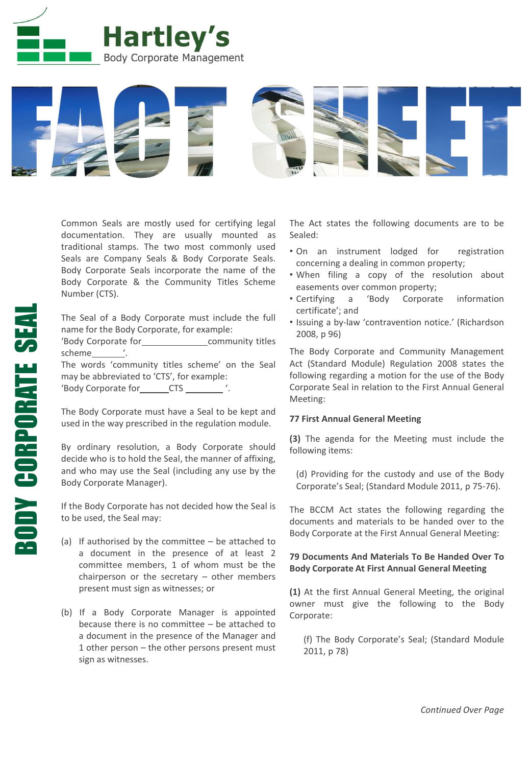# Hartley's

Body Corporate Management

# FACT SHEET

## BODY CORPORATE SEAL

Common Seals are mostly used for certifying legal documentation. They are usually mounted as traditional stamps. The two most commonly used Seals are Company Seals & Body Corporate Seals. Body Corporate Seals incorporate the name of the Body Corporate & the Community Titles Scheme Number (CTS).

The Seal of a Body Corporate must include the full name for the Body Corporate, for example: 'Body Corporate for_______________community titles scheme_______'.
The words 'community titles scheme' on the Seal may be abbreviated to 'CTS', for example: 'Body Corporate for______CTS _________'.

The Body Corporate must have a Seal to be kept and used in the way prescribed in the regulation module.

By ordinary resolution, a Body Corporate should decide who is to hold the Seal, the manner of affixing, and who may use the Seal (including any use by the Body Corporate Manager).

If the Body Corporate has not decided how the Seal is to be used, the Seal may:

(a) If authorised by the committee – be attached to a document in the presence of at least 2 committee members, 1 of whom must be the chairperson or the secretary – other members present must sign as witnesses; or

(b) If a Body Corporate Manager is appointed because there is no committee – be attached to a document in the presence of the Manager and 1 other person – the other persons present must sign as witnesses.

The Act states the following documents are to be Sealed:

- On an instrument lodged for registration concerning a dealing in common property;
- When filing a copy of the resolution about easements over common property;
- Certifying a 'Body Corporate information certificate'; and
- Issuing a by-law 'contravention notice.' (Richardson 2008, p 96)

The Body Corporate and Community Management Act (Standard Module) Regulation 2008 states the following regarding a motion for the use of the Body Corporate Seal in relation to the First Annual General Meeting:

**77 First Annual General Meeting**

**(3)** The agenda for the Meeting must include the following items:

(d) Providing for the custody and use of the Body Corporate's Seal; (Standard Module 2011, p 75-76).

The BCCM Act states the following regarding the documents and materials to be handed over to the Body Corporate at the First Annual General Meeting:

**79 Documents And Materials To Be Handed Over To Body Corporate At First Annual General Meeting**

**(1)** At the first Annual General Meeting, the original owner must give the following to the Body Corporate:

(f) The Body Corporate's Seal; (Standard Module 2011, p 78)

*Continued Over Page*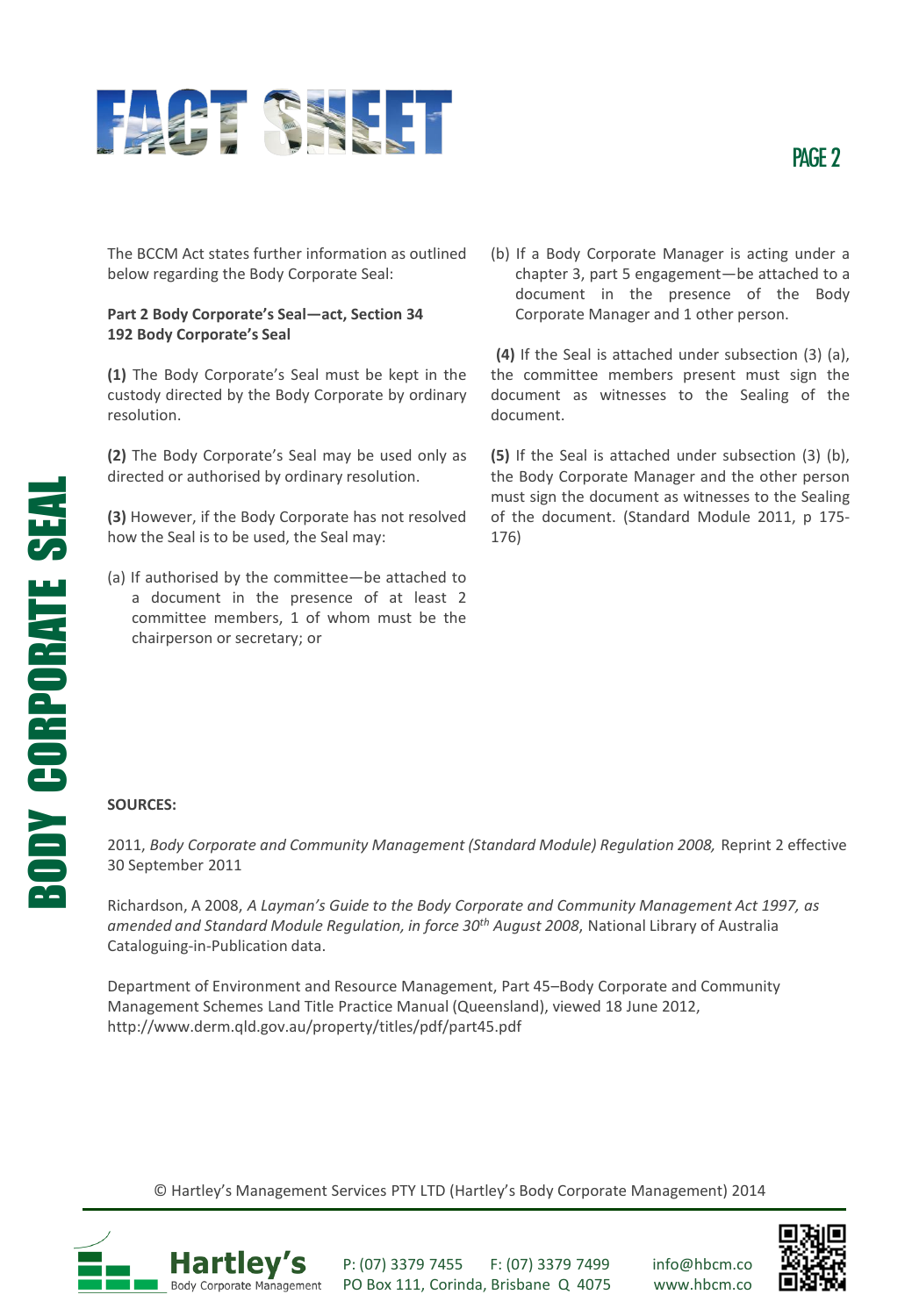The BCCM Act states further information as outlined below regarding the Body Corporate Seal:

**Part 2 Body Corporate's Seal—act, Section 34**
**192 Body Corporate's Seal**

**(1)** The Body Corporate's Seal must be kept in the custody directed by the Body Corporate by ordinary resolution.

**(2)** The Body Corporate's Seal may be used only as directed or authorised by ordinary resolution.

**(3)** However, if the Body Corporate has not resolved how the Seal is to be used, the Seal may:

(a) If authorised by the committee—be attached to a document in the presence of at least 2 committee members, 1 of whom must be the chairperson or secretary; or

(b) If a Body Corporate Manager is acting under a chapter 3, part 5 engagement—be attached to a document in the presence of the Body Corporate Manager and 1 other person.

**(4)** If the Seal is attached under subsection (3) (a), the committee members present must sign the document as witnesses to the Sealing of the document.

**(5)** If the Seal is attached under subsection (3) (b), the Body Corporate Manager and the other person must sign the document as witnesses to the Sealing of the document. (Standard Module 2011, p 175-176)

**SOURCES:**

2011, *Body Corporate and Community Management (Standard Module) Regulation 2008,* Reprint 2 effective 30 September 2011

Richardson, A 2008, *A Layman's Guide to the Body Corporate and Community Management Act 1997, as amended and Standard Module Regulation, in force 30th August 2008*, National Library of Australia Cataloguing-in-Publication data.

Department of Environment and Resource Management, Part 45–Body Corporate and Community Management Schemes Land Title Practice Manual (Queensland), viewed 18 June 2012, http://www.derm.qld.gov.au/property/titles/pdf/part45.pdf

© Hartley's Management Services PTY LTD (Hartley's Body Corporate Management) 2014

Hartley's Body Corporate Management
P: (07) 3379 7455 F: (07) 3379 7499
PO Box 111, Corinda, Brisbane Q 4075
info@hbcm.co
www.hbcm.co